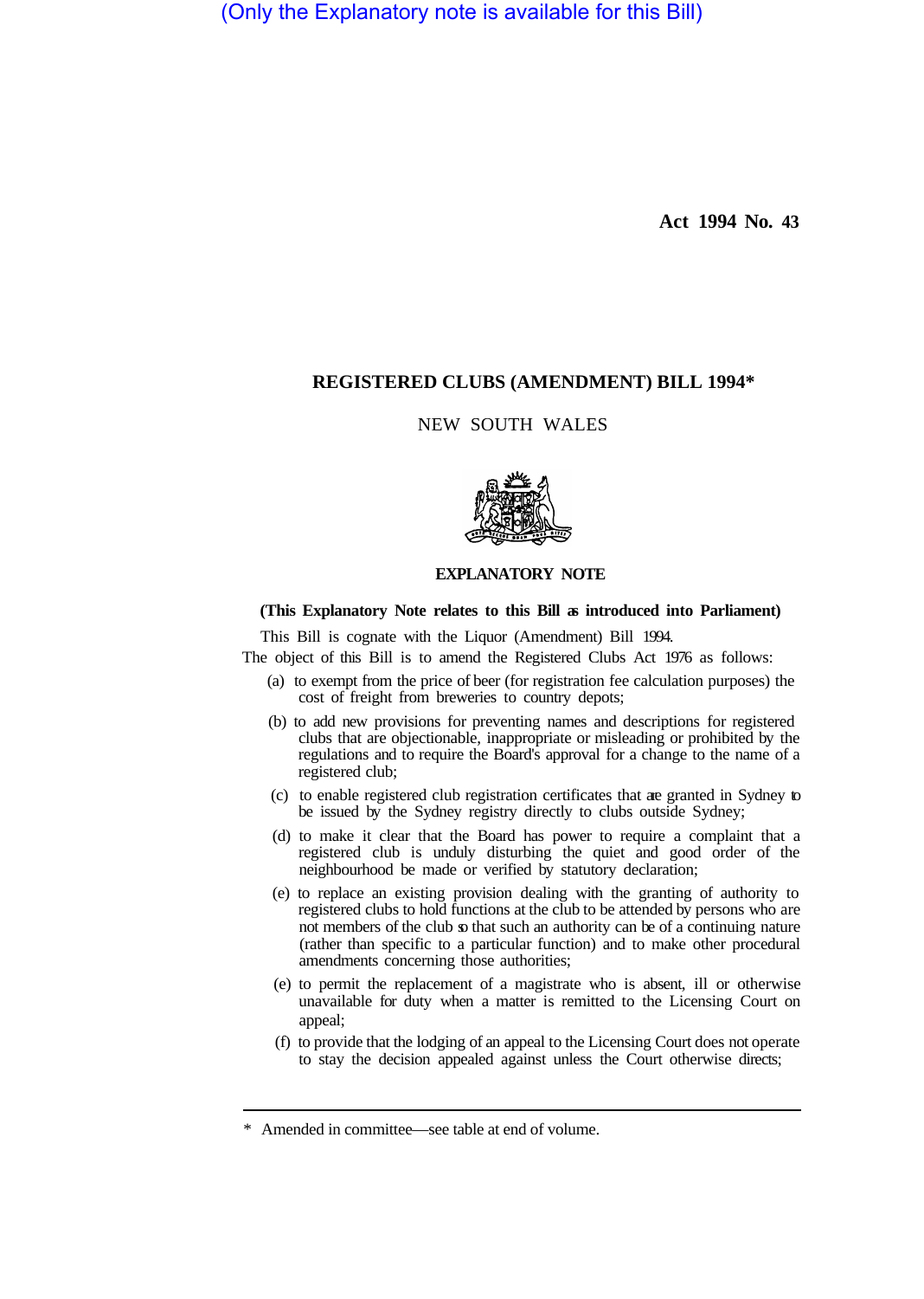(Only the Explanatory note is available for this Bill)

**Act 1994 No. 43**

## REGISTERED CLUBS (AMENDMENT) BILL 1994*

NEW SOUTH WALES

### EXPLANATORY NOTE

**(This Explanatory Note relates to this Bill as introduced into Parliament)**

This Bill is cognate with the Liquor (Amendment) Bill 1994.

The object of this Bill is to amend the Registered Clubs Act 1976 as follows:

(a) to exempt from the price of beer (for registration fee calculation purposes) the cost of freight from breweries to country depots;

(b) to add new provisions for preventing names and descriptions for registered clubs that are objectionable, inappropriate or misleading or prohibited by the regulations and to require the Board's approval for a change to the name of a registered club;

(c) to enable registered club registration certificates that are granted in Sydney to be issued by the Sydney registry directly to clubs outside Sydney;

(d) to make it clear that the Board has power to require a complaint that a registered club is unduly disturbing the quiet and good order of the neighbourhood be made or verified by statutory declaration;

(e) to replace an existing provision dealing with the granting of authority to registered clubs to hold functions at the club to be attended by persons who are not members of the club so that such an authority can be of a continuing nature (rather than specific to a particular function) and to make other procedural amendments concerning those authorities;

(e) to permit the replacement of a magistrate who is absent, ill or otherwise unavailable for duty when a matter is remitted to the Licensing Court on appeal;

(f) to provide that the lodging of an appeal to the Licensing Court does not operate to stay the decision appealed against unless the Court otherwise directs;

---

\* Amended in committee—see table at end of volume.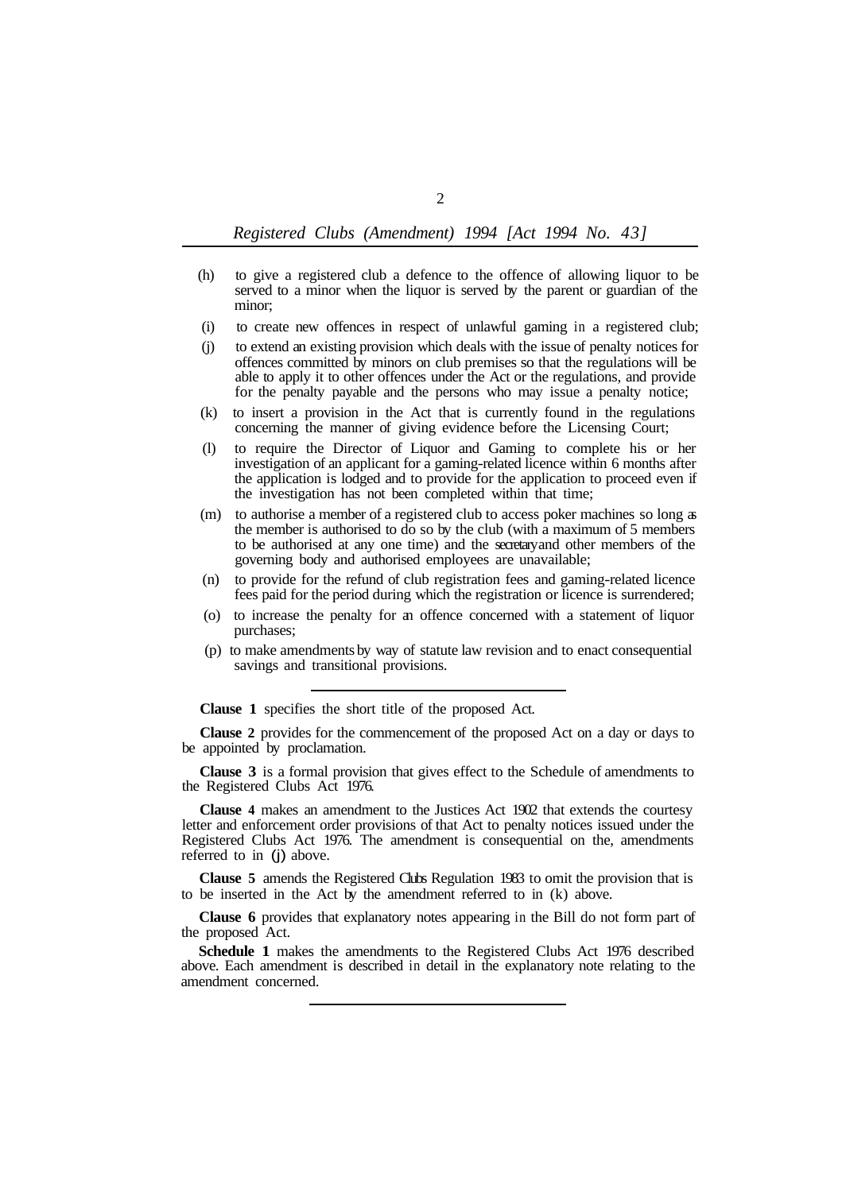(h) to give a registered club a defence to the offence of allowing liquor to be served to a minor when the liquor is served by the parent or guardian of the minor;

(i) to create new offences in respect of unlawful gaming in a registered club;

(j) to extend an existing provision which deals with the issue of penalty notices for offences committed by minors on club premises so that the regulations will be able to apply it to other offences under the Act or the regulations, and provide for the penalty payable and the persons who may issue a penalty notice;

(k) to insert a provision in the Act that is currently found in the regulations concerning the manner of giving evidence before the Licensing Court;

(l) to require the Director of Liquor and Gaming to complete his or her investigation of an applicant for a gaming-related licence within 6 months after the application is lodged and to provide for the application to proceed even if the investigation has not been completed within that time;

(m) to authorise a member of a registered club to access poker machines so long as the member is authorised to do so by the club (with a maximum of 5 members to be authorised at any one time) and the secretary and other members of the governing body and authorised employees are unavailable;

(n) to provide for the refund of club registration fees and gaming-related licence fees paid for the period during which the registration or licence is surrendered;

(o) to increase the penalty for an offence concerned with a statement of liquor purchases;

(p) to make amendments by way of statute law revision and to enact consequential savings and transitional provisions.

---

**Clause 1** specifies the short title of the proposed Act.

**Clause 2** provides for the commencement of the proposed Act on a day or days to be appointed by proclamation.

**Clause 3** is a formal provision that gives effect to the Schedule of amendments to the Registered Clubs Act 1976.

**Clause 4** makes an amendment to the Justices Act 1902 that extends the courtesy letter and enforcement order provisions of that Act to penalty notices issued under the Registered Clubs Act 1976. The amendment is consequential on the, amendments referred to in (j) above.

**Clause 5** amends the Registered Clubs Regulation 1983 to omit the provision that is to be inserted in the Act by the amendment referred to in (k) above.

**Clause 6** provides that explanatory notes appearing in the Bill do not form part of the proposed Act.

**Schedule 1** makes the amendments to the Registered Clubs Act 1976 described above. Each amendment is described in detail in the explanatory note relating to the amendment concerned.

---